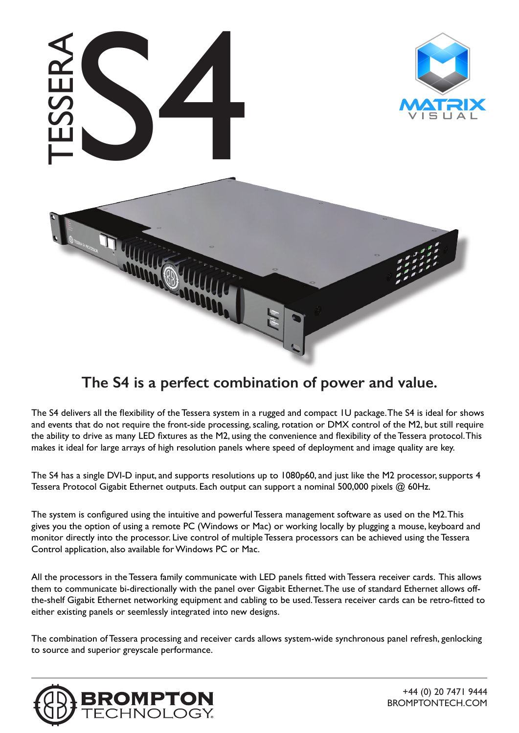# TESSERA S4

MATRIX VISUAL

## The S4 is a perfect combination of power and value.

The S4 delivers all the flexibility of the Tessera system in a rugged and compact 1U package. The S4 is ideal for shows and events that do not require the front-side processing, scaling, rotation or DMX control of the M2, but still require the ability to drive as many LED fixtures as the M2, using the convenience and flexibility of the Tessera protocol. This makes it ideal for large arrays of high resolution panels where speed of deployment and image quality are key.

The S4 has a single DVI-D input, and supports resolutions up to 1080p60, and just like the M2 processor, supports 4 Tessera Protocol Gigabit Ethernet outputs. Each output can support a nominal 500,000 pixels @ 60Hz.

The system is configured using the intuitive and powerful Tessera management software as used on the M2. This gives you the option of using a remote PC (Windows or Mac) or working locally by plugging a mouse, keyboard and monitor directly into the processor. Live control of multiple Tessera processors can be achieved using the Tessera Control application, also available for Windows PC or Mac.

All the processors in the Tessera family communicate with LED panels fitted with Tessera receiver cards. This allows them to communicate bi-directionally with the panel over Gigabit Ethernet. The use of standard Ethernet allows off-the-shelf Gigabit Ethernet networking equipment and cabling to be used. Tessera receiver cards can be retro-fitted to either existing panels or seemlessly integrated into new designs.

The combination of Tessera processing and receiver cards allows system-wide synchronous panel refresh, genlocking to source and superior greyscale performance.

BROMPTON TECHNOLOGY

+44 (0) 20 7471 9444
BROMPTONTECH.COM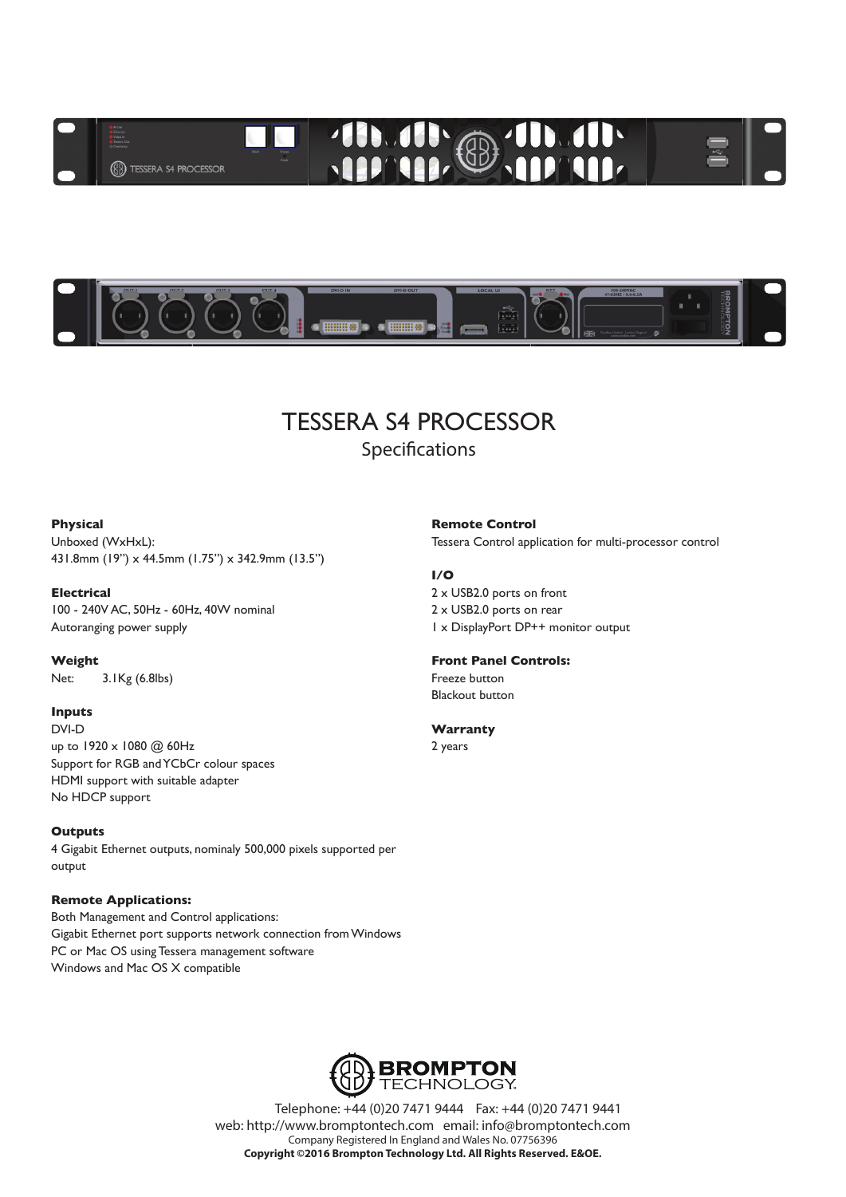# TESSERA S4 PROCESSOR

## Specifications

**Physical**
Unboxed (WxHxL):
431.8mm (19") x 44.5mm (1.75") x 342.9mm (13.5")

**Electrical**
100 - 240V AC, 50Hz - 60Hz, 40W nominal
Autoranging power supply

**Weight**
Net: 3.1Kg (6.8lbs)

**Inputs**
DVI-D
up to 1920 x 1080 @ 60Hz
Support for RGB and YCbCr colour spaces
HDMI support with suitable adapter
No HDCP support

**Outputs**
4 Gigabit Ethernet outputs, nominaly 500,000 pixels supported per output

**Remote Applications:**
Both Management and Control applications:
Gigabit Ethernet port supports network connection from Windows PC or Mac OS using Tessera management software
Windows and Mac OS X compatible

**Remote Control**
Tessera Control application for multi-processor control

**I/O**
2 x USB2.0 ports on front
2 x USB2.0 ports on rear
1 x DisplayPort DP++ monitor output

**Front Panel Controls:**
Freeze button
Blackout button

**Warranty**
2 years

BROMPTON TECHNOLOGY

Telephone: +44 (0)20 7471 9444 Fax: +44 (0)20 7471 9441
web: http://www.bromptontech.com email: info@bromptontech.com
Company Registered In England and Wales No. 07756396
**Copyright ©2016 Brompton Technology Ltd. All Rights Reserved. E&OE.**